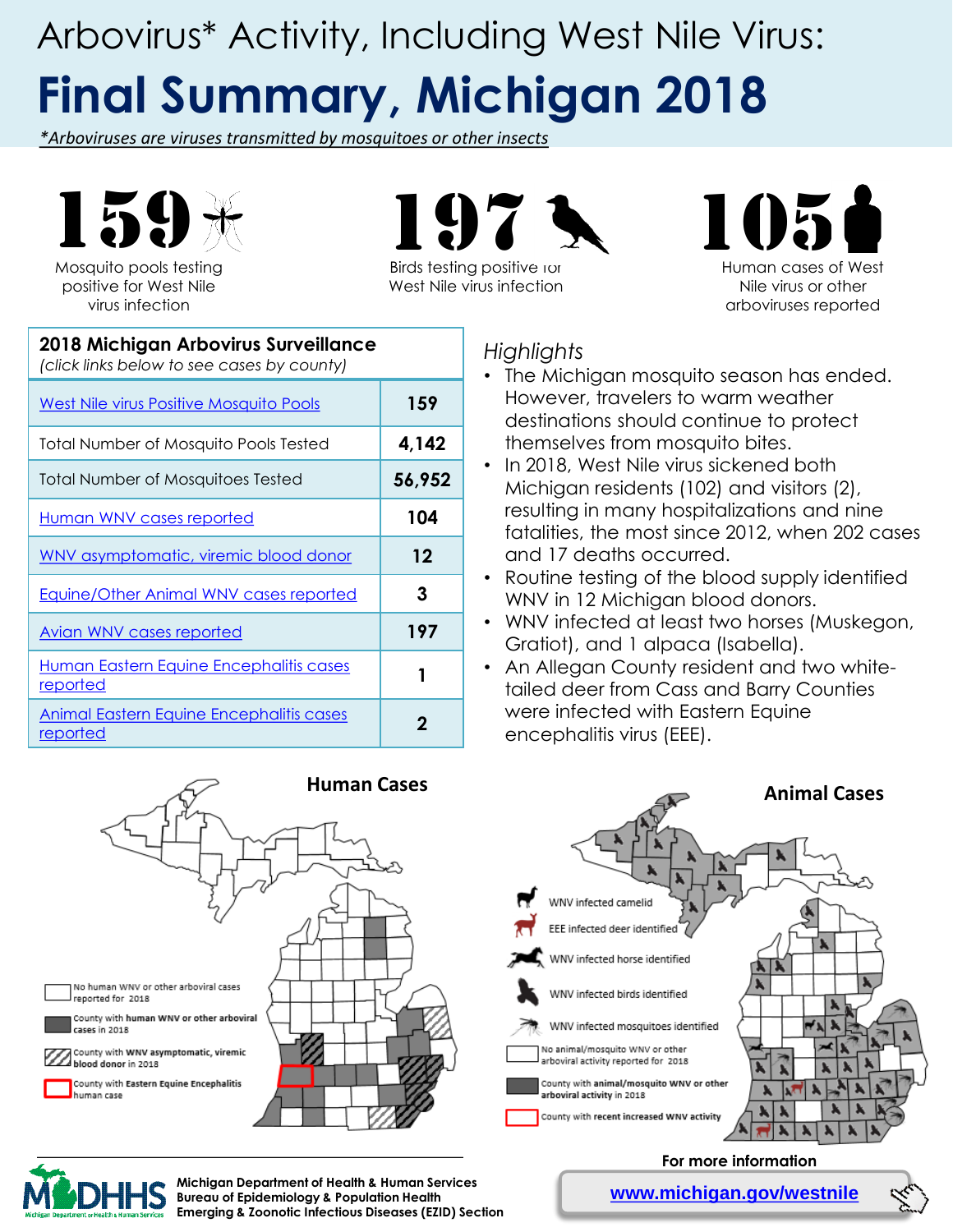# Arbovirus* Activity, Including West Nile Virus:

# Final Summary, Michigan 2018

*\*Arboviruses are viruses transmitted by mosquitoes or other insects*

**159** Mosquito pools testing positive for West Nile virus infection

**197** Birds testing positive for West Nile virus infection

**105** Human cases of West Nile virus or other arboviruses reported

| **2018 Michigan Arbovirus Surveillance** *(click links below to see cases by county)* | |
|---|---|
| West Nile virus Positive Mosquito Pools | **159** |
| Total Number of Mosquito Pools Tested | **4,142** |
| Total Number of Mosquitoes Tested | **56,952** |
| Human WNV cases reported | **104** |
| WNV asymptomatic, viremic blood donor | **12** |
| Equine/Other Animal WNV cases reported | **3** |
| Avian WNV cases reported | **197** |
| Human Eastern Equine Encephalitis cases reported | **1** |
| Animal Eastern Equine Encephalitis cases reported | **2** |

## *Highlights*

- The Michigan mosquito season has ended. However, travelers to warm weather destinations should continue to protect themselves from mosquito bites.
- In 2018, West Nile virus sickened both Michigan residents (102) and visitors (2), resulting in many hospitalizations and nine fatalities, the most since 2012, when 202 cases and 17 deaths occurred.
- Routine testing of the blood supply identified WNV in 12 Michigan blood donors.
- WNV infected at least two horses (Muskegon, Gratiot), and 1 alpaca (Isabella).
- An Allegan County resident and two white-tailed deer from Cass and Barry Counties were infected with Eastern Equine encephalitis virus (EEE).

**Human Cases**

No human WNV or other arboviral cases reported for 2018

County with **human WNV or other arboviral** cases in 2018

County with **WNV asymptomatic, viremic blood donor** in 2018

County with **Eastern Equine Encephalitis** human case

**Animal Cases**

WNV infected camelid

EEE infected deer identified

WNV infected horse identified

WNV infected birds identified

WNV infected mosquitoes identified

No animal/mosquito WNV or other arboviral activity reported for 2018

County with **animal/mosquito WNV or other arboviral activity** in 2018

County with **recent increased WNV activity**

**Michigan Department of Health & Human Services**
**Bureau of Epidemiology & Population Health**
**Emerging & Zoonotic Infectious Diseases (EZID) Section**

**For more information**

**www.michigan.gov/westnile**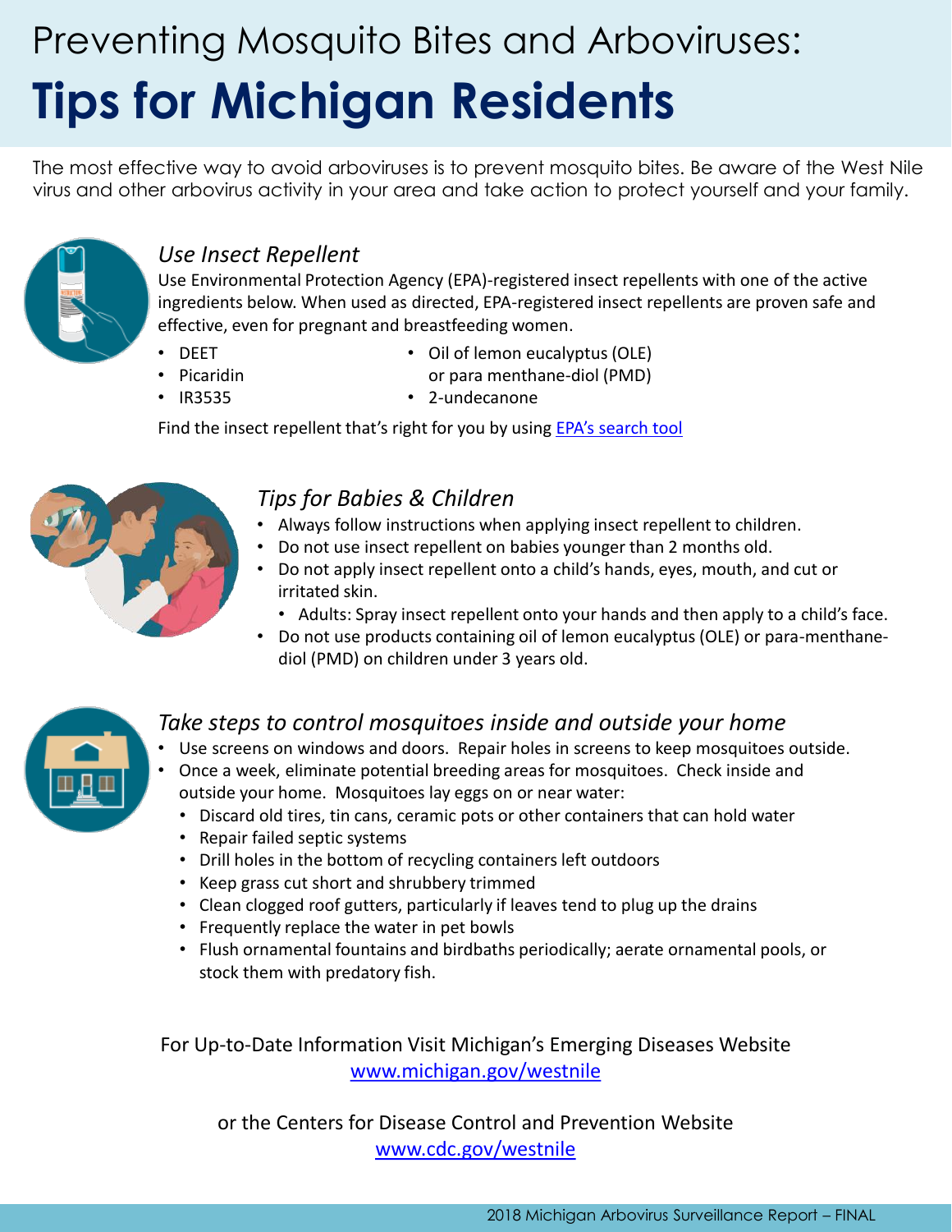# Preventing Mosquito Bites and Arboviruses:

# **Tips for Michigan Residents**

The most effective way to avoid arboviruses is to prevent mosquito bites. Be aware of the West Nile virus and other arbovirus activity in your area and take action to protect yourself and your family.

### *Use Insect Repellent*

Use Environmental Protection Agency (EPA)-registered insect repellents with one of the active ingredients below. When used as directed, EPA-registered insect repellents are proven safe and effective, even for pregnant and breastfeeding women.

- DEET
- Picaridin
- IR3535
- Oil of lemon eucalyptus (OLE) or para menthane-diol (PMD)
- 2-undecanone

Find the insect repellent that's right for you by using EPA's search tool

### *Tips for Babies & Children*

- Always follow instructions when applying insect repellent to children.
- Do not use insect repellent on babies younger than 2 months old.
- Do not apply insect repellent onto a child's hands, eyes, mouth, and cut or irritated skin.
  - Adults: Spray insect repellent onto your hands and then apply to a child's face.
- Do not use products containing oil of lemon eucalyptus (OLE) or para-menthane-diol (PMD) on children under 3 years old.

### *Take steps to control mosquitoes inside and outside your home*

- Use screens on windows and doors. Repair holes in screens to keep mosquitoes outside.
- Once a week, eliminate potential breeding areas for mosquitoes. Check inside and outside your home. Mosquitoes lay eggs on or near water:
  - Discard old tires, tin cans, ceramic pots or other containers that can hold water
  - Repair failed septic systems
  - Drill holes in the bottom of recycling containers left outdoors
  - Keep grass cut short and shrubbery trimmed
  - Clean clogged roof gutters, particularly if leaves tend to plug up the drains
  - Frequently replace the water in pet bowls
  - Flush ornamental fountains and birdbaths periodically; aerate ornamental pools, or stock them with predatory fish.

For Up-to-Date Information Visit Michigan's Emerging Diseases Website
www.michigan.gov/westnile

or the Centers for Disease Control and Prevention Website
www.cdc.gov/westnile